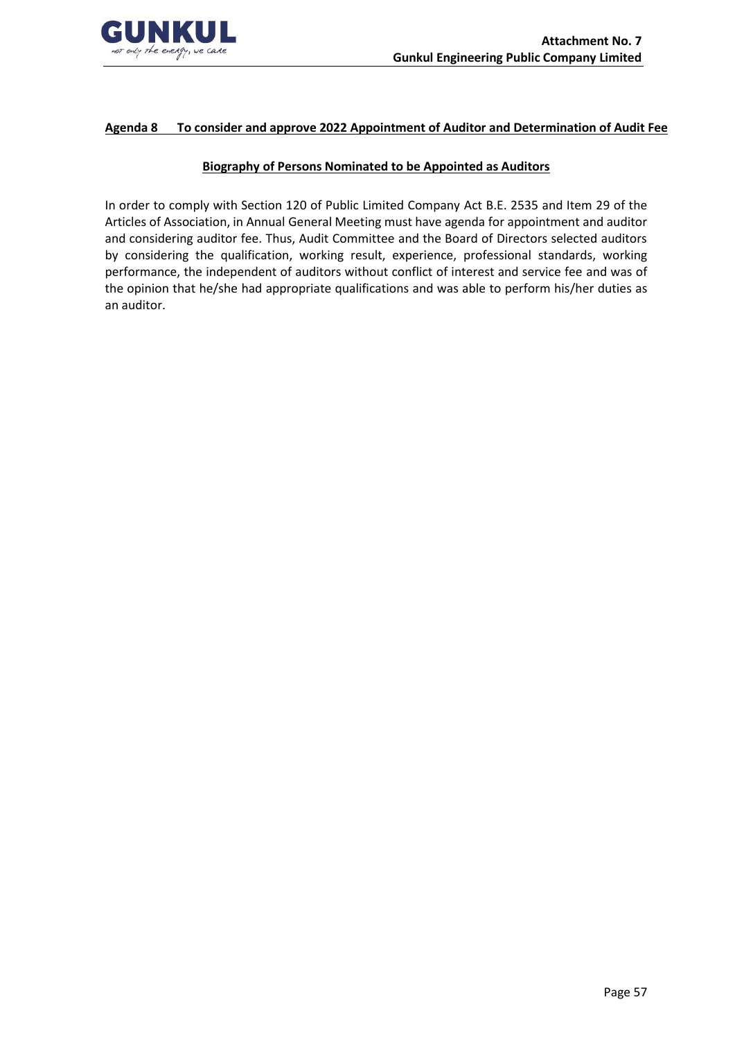**Agenda 8 To consider and approve 2022 Appointment of Auditor and Determination of Audit Fee**

**Biography of Persons Nominated to be Appointed as Auditors**

In order to comply with Section 120 of Public Limited Company Act B.E. 2535 and Item 29 of the Articles of Association, in Annual General Meeting must have agenda for appointment and auditor and considering auditor fee. Thus, Audit Committee and the Board of Directors selected auditors by considering the qualification, working result, experience, professional standards, working performance, the independent of auditors without conflict of interest and service fee and was of the opinion that he/she had appropriate qualifications and was able to perform his/her duties as an auditor.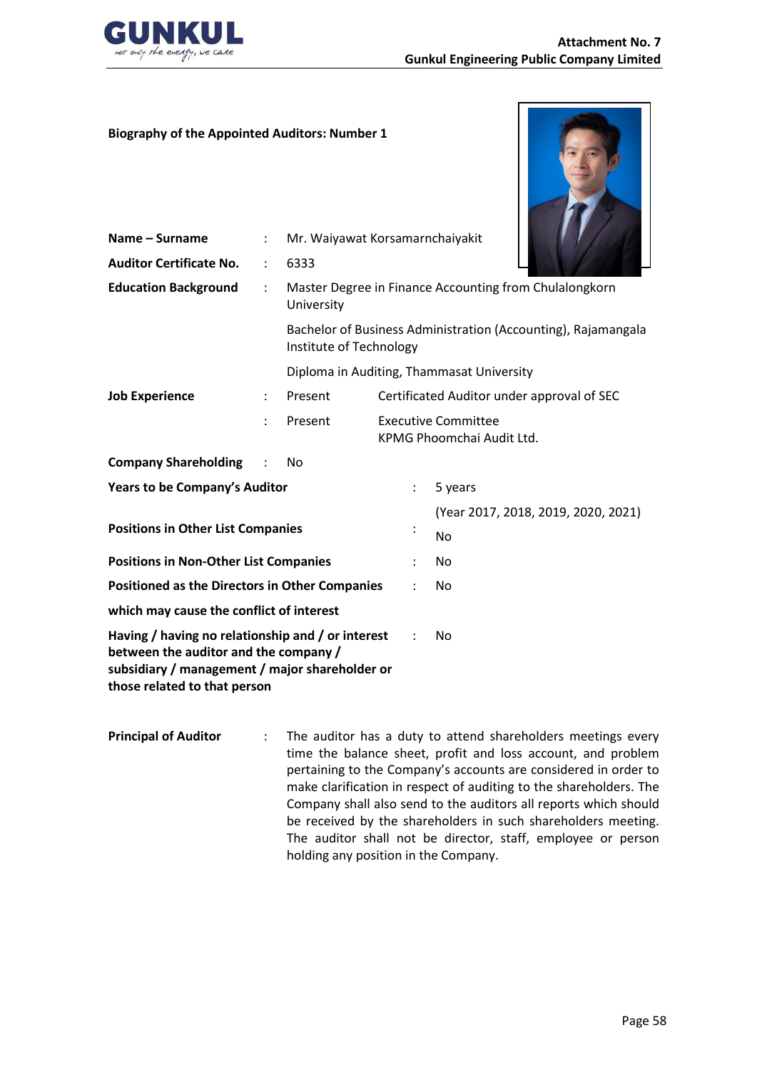**Attachment No. 7**
**Gunkul Engineering Public Company Limited**

**Biography of the Appointed Auditors: Number 1**

| | | | |
|---|---|---|---|
| **Name – Surname** | : | Mr. Waiyawat Korsamarnchaiyakit | |
| **Auditor Certificate No.** | : | 6333 | |
| **Education Background** | : | Master Degree in Finance Accounting from Chulalongkorn University | |
| | | Bachelor of Business Administration (Accounting), Rajamangala Institute of Technology | |
| | | Diploma in Auditing, Thammasat University | |
| **Job Experience** | : | Present | Certificated Auditor under approval of SEC |
| | : | Present | Executive Committee KPMG Phoomchai Audit Ltd. |
| **Company Shareholding** | : | No | |

| | | |
|---|---|---|
| **Years to be Company's Auditor** | : | 5 years (Year 2017, 2018, 2019, 2020, 2021) |
| **Positions in Other List Companies** | : | No |
| **Positions in Non-Other List Companies** | : | No |
| **Positioned as the Directors in Other Companies which may cause the conflict of interest** | : | No |
| **Having / having no relationship and / or interest between the auditor and the company / subsidiary / management / major shareholder or those related to that person** | : | No |

**Principal of Auditor** : The auditor has a duty to attend shareholders meetings every time the balance sheet, profit and loss account, and problem pertaining to the Company's accounts are considered in order to make clarification in respect of auditing to the shareholders. The Company shall also send to the auditors all reports which should be received by the shareholders in such shareholders meeting. The auditor shall not be director, staff, employee or person holding any position in the Company.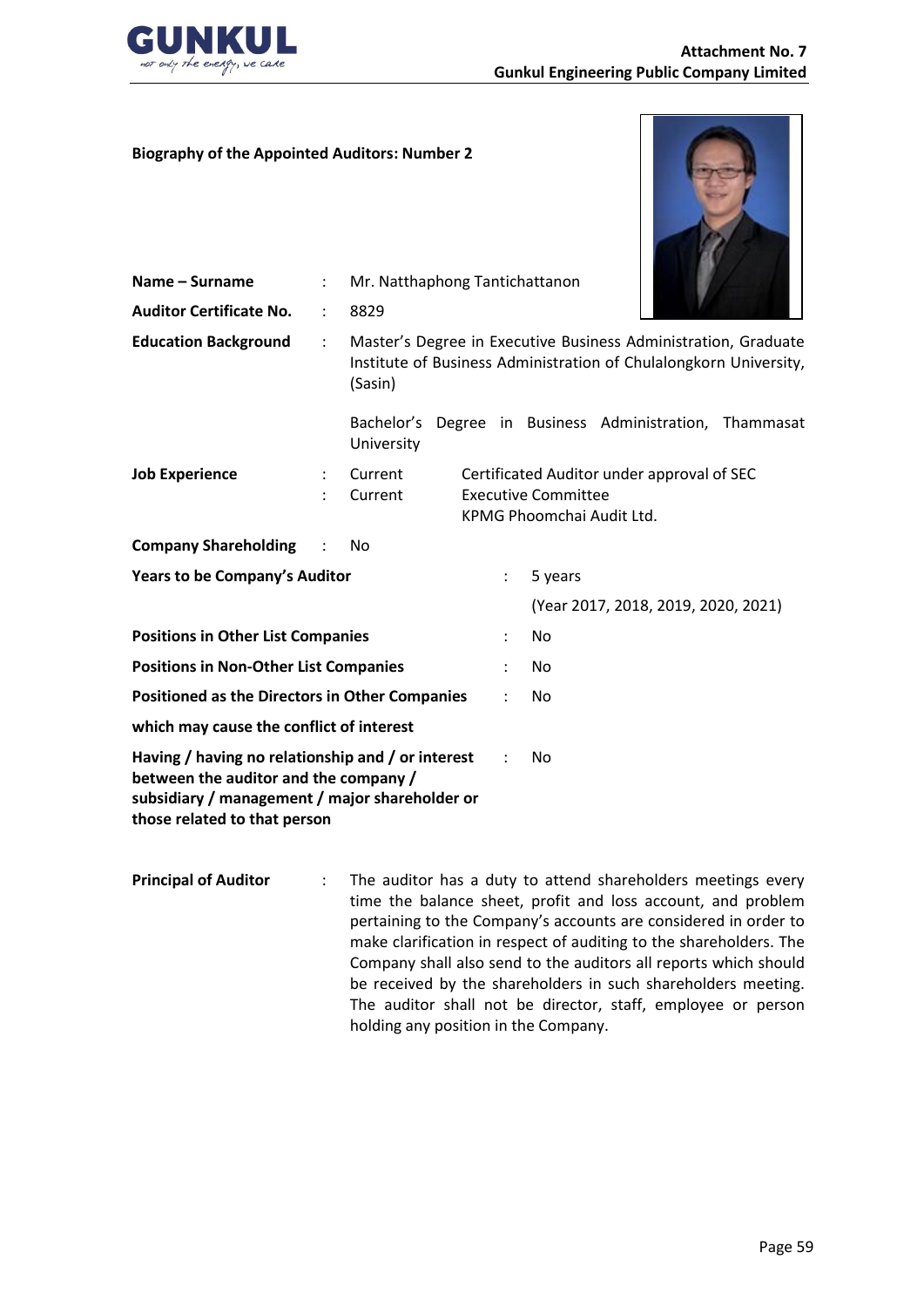**Biography of the Appointed Auditors: Number 2**

| | | |
|---|---|---|
| **Name – Surname** | : | Mr. Natthaphong Tantichattanon |
| **Auditor Certificate No.** | : | 8829 |
| **Education Background** | : | Master's Degree in Executive Business Administration, Graduate Institute of Business Administration of Chulalongkorn University, (Sasin)<br><br>Bachelor's Degree in Business Administration, Thammasat University |
| **Job Experience** | : | Current — Certificated Auditor under approval of SEC<br>Current — Executive Committee, KPMG Phoomchai Audit Ltd. |
| **Company Shareholding** | : | No |

| | | |
|---|---|---|
| **Years to be Company's Auditor** | : | 5 years<br>(Year 2017, 2018, 2019, 2020, 2021) |
| **Positions in Other List Companies** | : | No |
| **Positions in Non-Other List Companies** | : | No |
| **Positioned as the Directors in Other Companies which may cause the conflict of interest** | : | No |
| **Having / having no relationship and / or interest between the auditor and the company / subsidiary / management / major shareholder or those related to that person** | : | No |

**Principal of Auditor** : The auditor has a duty to attend shareholders meetings every time the balance sheet, profit and loss account, and problem pertaining to the Company's accounts are considered in order to make clarification in respect of auditing to the shareholders. The Company shall also send to the auditors all reports which should be received by the shareholders in such shareholders meeting. The auditor shall not be director, staff, employee or person holding any position in the Company.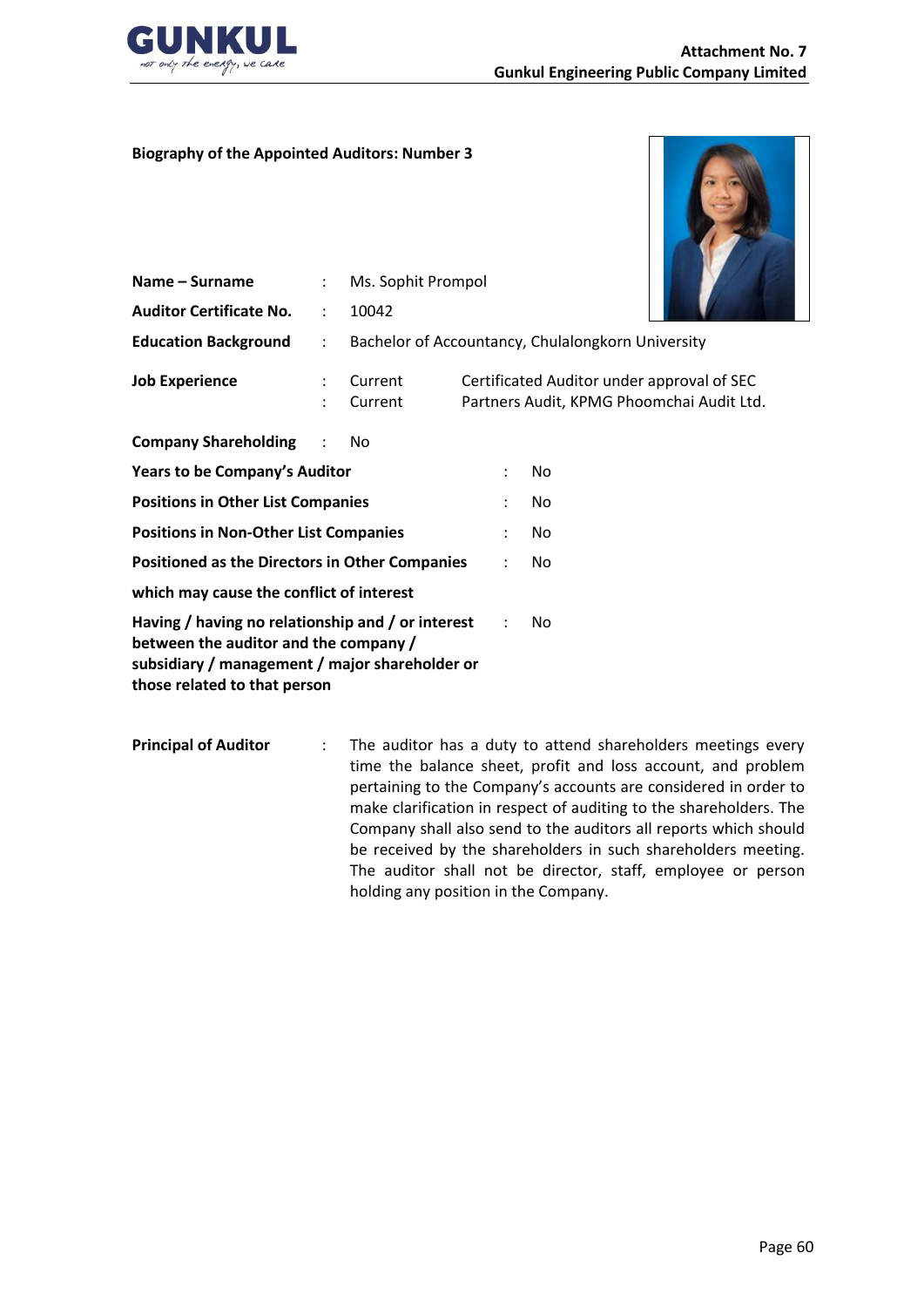**Biography of the Appointed Auditors: Number 3**

| | | |
|---|---|---|
| **Name – Surname** | : | Ms. Sophit Prompol |
| **Auditor Certificate No.** | : | 10042 |
| **Education Background** | : | Bachelor of Accountancy, Chulalongkorn University |
| **Job Experience** | : | Current — Certificated Auditor under approval of SEC |
| | : | Current — Partners Audit, KPMG Phoomchai Audit Ltd. |
| **Company Shareholding** | : | No |
| **Years to be Company's Auditor** | : | No |
| **Positions in Other List Companies** | : | No |
| **Positions in Non-Other List Companies** | : | No |
| **Positioned as the Directors in Other Companies which may cause the conflict of interest** | : | No |
| **Having / having no relationship and / or interest between the auditor and the company / subsidiary / management / major shareholder or those related to that person** | : | No |

**Principal of Auditor** : The auditor has a duty to attend shareholders meetings every time the balance sheet, profit and loss account, and problem pertaining to the Company's accounts are considered in order to make clarification in respect of auditing to the shareholders. The Company shall also send to the auditors all reports which should be received by the shareholders in such shareholders meeting. The auditor shall not be director, staff, employee or person holding any position in the Company.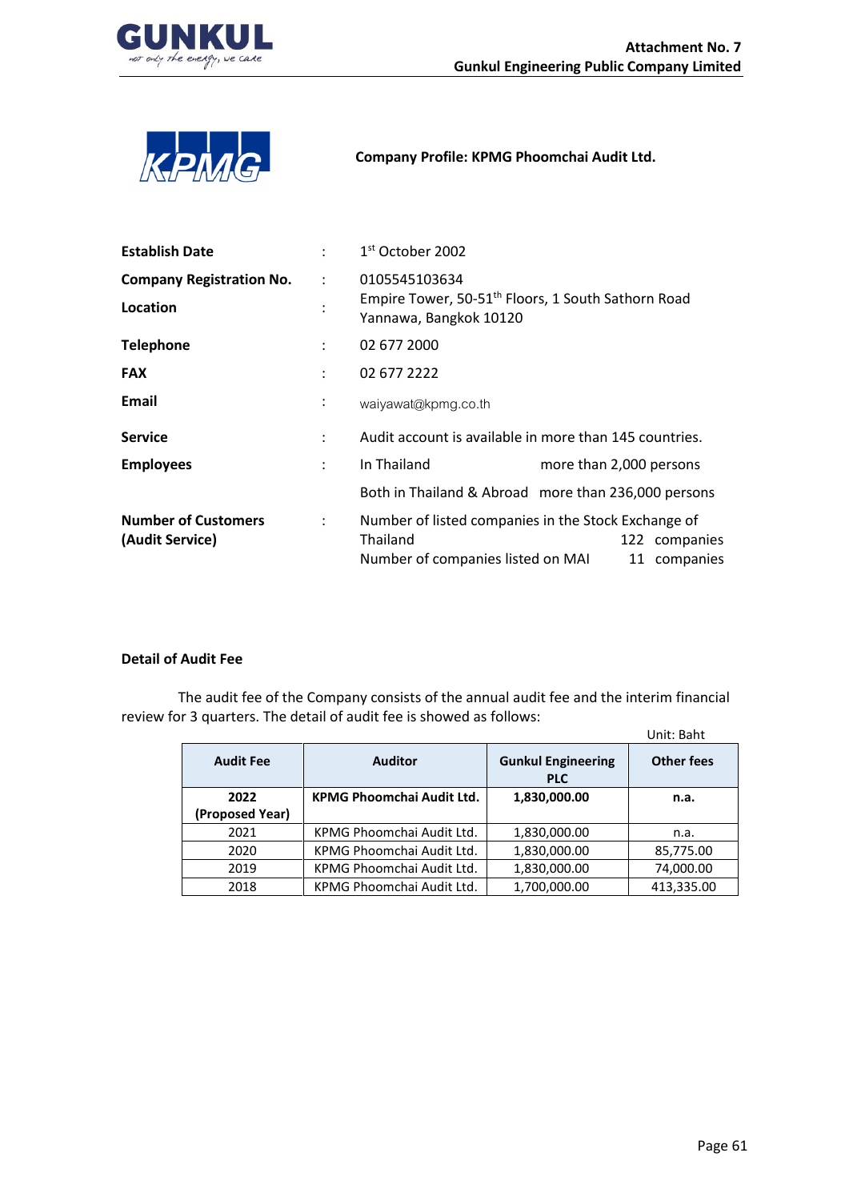Attachment No. 7
Gunkul Engineering Public Company Limited

**Company Profile: KPMG Phoomchai Audit Ltd.**

| | | |
|---|---|---|
| **Establish Date** | : | 1st October 2002 |
| **Company Registration No.** | : | 0105545103634 |
| **Location** | : | Empire Tower, 50-51th Floors, 1 South Sathorn Road Yannawa, Bangkok 10120 |
| **Telephone** | : | 02 677 2000 |
| **FAX** | : | 02 677 2222 |
| **Email** | : | waiyawat@kpmg.co.th |
| **Service** | : | Audit account is available in more than 145 countries. |
| **Employees** | : | In Thailand more than 2,000 persons |
| | | Both in Thailand & Abroad more than 236,000 persons |
| **Number of Customers (Audit Service)** | : | Number of listed companies in the Stock Exchange of Thailand 122 companies<br>Number of companies listed on MAI 11 companies |

**Detail of Audit Fee**

The audit fee of the Company consists of the annual audit fee and the interim financial review for 3 quarters. The detail of audit fee is showed as follows:

Unit: Baht

| Audit Fee | Auditor | Gunkul Engineering PLC | Other fees |
|---|---|---|---|
| **2022 (Proposed Year)** | **KPMG Phoomchai Audit Ltd.** | **1,830,000.00** | **n.a.** |
| 2021 | KPMG Phoomchai Audit Ltd. | 1,830,000.00 | n.a. |
| 2020 | KPMG Phoomchai Audit Ltd. | 1,830,000.00 | 85,775.00 |
| 2019 | KPMG Phoomchai Audit Ltd. | 1,830,000.00 | 74,000.00 |
| 2018 | KPMG Phoomchai Audit Ltd. | 1,700,000.00 | 413,335.00 |